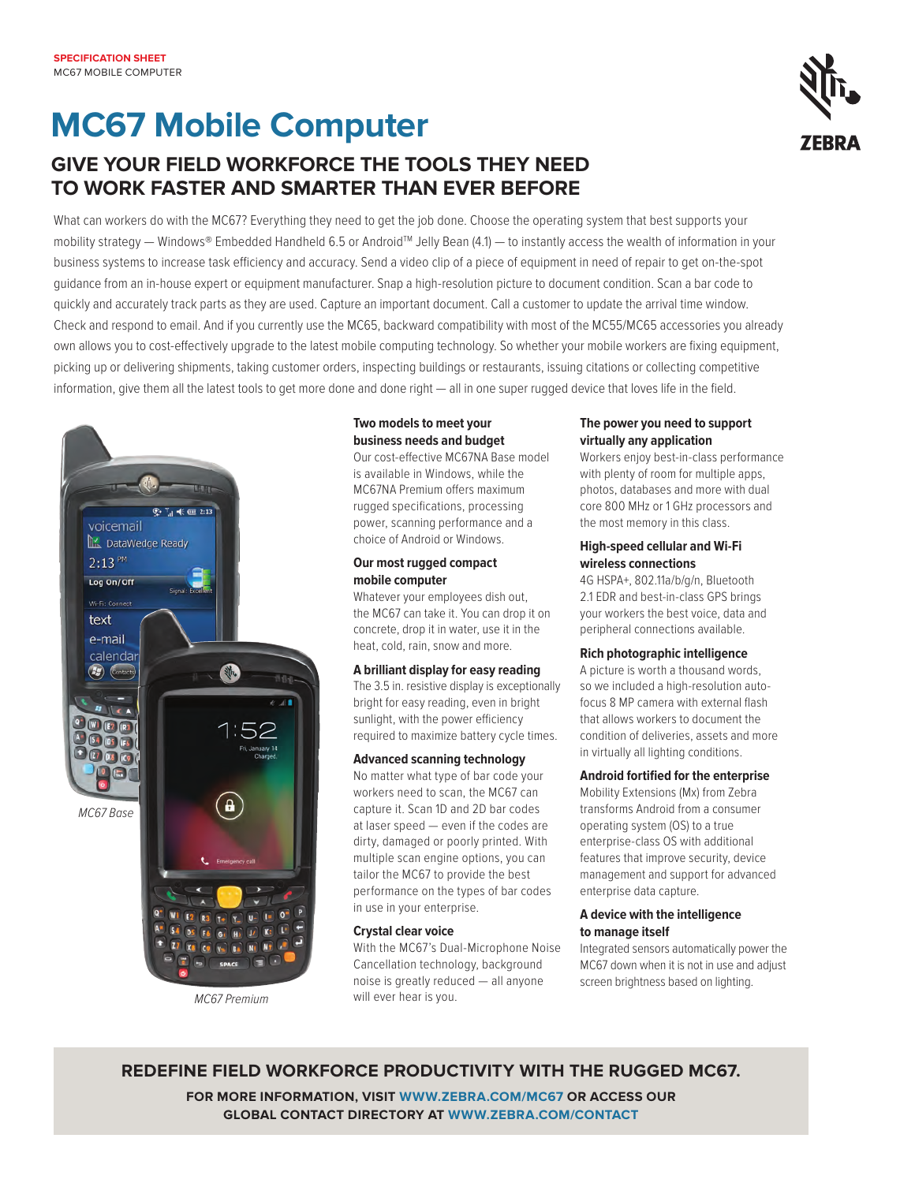SPECIFICATION SHEET
MC67 MOBILE COMPUTER

# MC67 Mobile Computer

## GIVE YOUR FIELD WORKFORCE THE TOOLS THEY NEED TO WORK FASTER AND SMARTER THAN EVER BEFORE

What can workers do with the MC67? Everything they need to get the job done. Choose the operating system that best supports your mobility strategy — Windows® Embedded Handheld 6.5 or Android™ Jelly Bean (4.1) — to instantly access the wealth of information in your business systems to increase task efficiency and accuracy. Send a video clip of a piece of equipment in need of repair to get on-the-spot guidance from an in-house expert or equipment manufacturer. Snap a high-resolution picture to document condition. Scan a bar code to quickly and accurately track parts as they are used. Capture an important document. Call a customer to update the arrival time window. Check and respond to email. And if you currently use the MC65, backward compatibility with most of the MC55/MC65 accessories you already own allows you to cost-effectively upgrade to the latest mobile computing technology. So whether your mobile workers are fixing equipment, picking up or delivering shipments, taking customer orders, inspecting buildings or restaurants, issuing citations or collecting competitive information, give them all the latest tools to get more done and done right — all in one super rugged device that loves life in the field.

*MC67 Base*

*MC67 Premium*

### Two models to meet your business needs and budget

Our cost-effective MC67NA Base model is available in Windows, while the MC67NA Premium offers maximum rugged specifications, processing power, scanning performance and a choice of Android or Windows.

### Our most rugged compact mobile computer

Whatever your employees dish out, the MC67 can take it. You can drop it on concrete, drop it in water, use it in the heat, cold, rain, snow and more.

### A brilliant display for easy reading

The 3.5 in. resistive display is exceptionally bright for easy reading, even in bright sunlight, with the power efficiency required to maximize battery cycle times.

### Advanced scanning technology

No matter what type of bar code your workers need to scan, the MC67 can capture it. Scan 1D and 2D bar codes at laser speed — even if the codes are dirty, damaged or poorly printed. With multiple scan engine options, you can tailor the MC67 to provide the best performance on the types of bar codes in use in your enterprise.

### Crystal clear voice

With the MC67's Dual-Microphone Noise Cancellation technology, background noise is greatly reduced — all anyone will ever hear is you.

### The power you need to support virtually any application

Workers enjoy best-in-class performance with plenty of room for multiple apps, photos, databases and more with dual core 800 MHz or 1 GHz processors and the most memory in this class.

### High-speed cellular and Wi-Fi wireless connections

4G HSPA+, 802.11a/b/g/n, Bluetooth 2.1 EDR and best-in-class GPS brings your workers the best voice, data and peripheral connections available.

### Rich photographic intelligence

A picture is worth a thousand words, so we included a high-resolution auto-focus 8 MP camera with external flash that allows workers to document the condition of deliveries, assets and more in virtually all lighting conditions.

### Android fortified for the enterprise

Mobility Extensions (Mx) from Zebra transforms Android from a consumer operating system (OS) to a true enterprise-class OS with additional features that improve security, device management and support for advanced enterprise data capture.

### A device with the intelligence to manage itself

Integrated sensors automatically power the MC67 down when it is not in use and adjust screen brightness based on lighting.

**REDEFINE FIELD WORKFORCE PRODUCTIVITY WITH THE RUGGED MC67.**

**FOR MORE INFORMATION, VISIT WWW.ZEBRA.COM/MC67 OR ACCESS OUR GLOBAL CONTACT DIRECTORY AT WWW.ZEBRA.COM/CONTACT**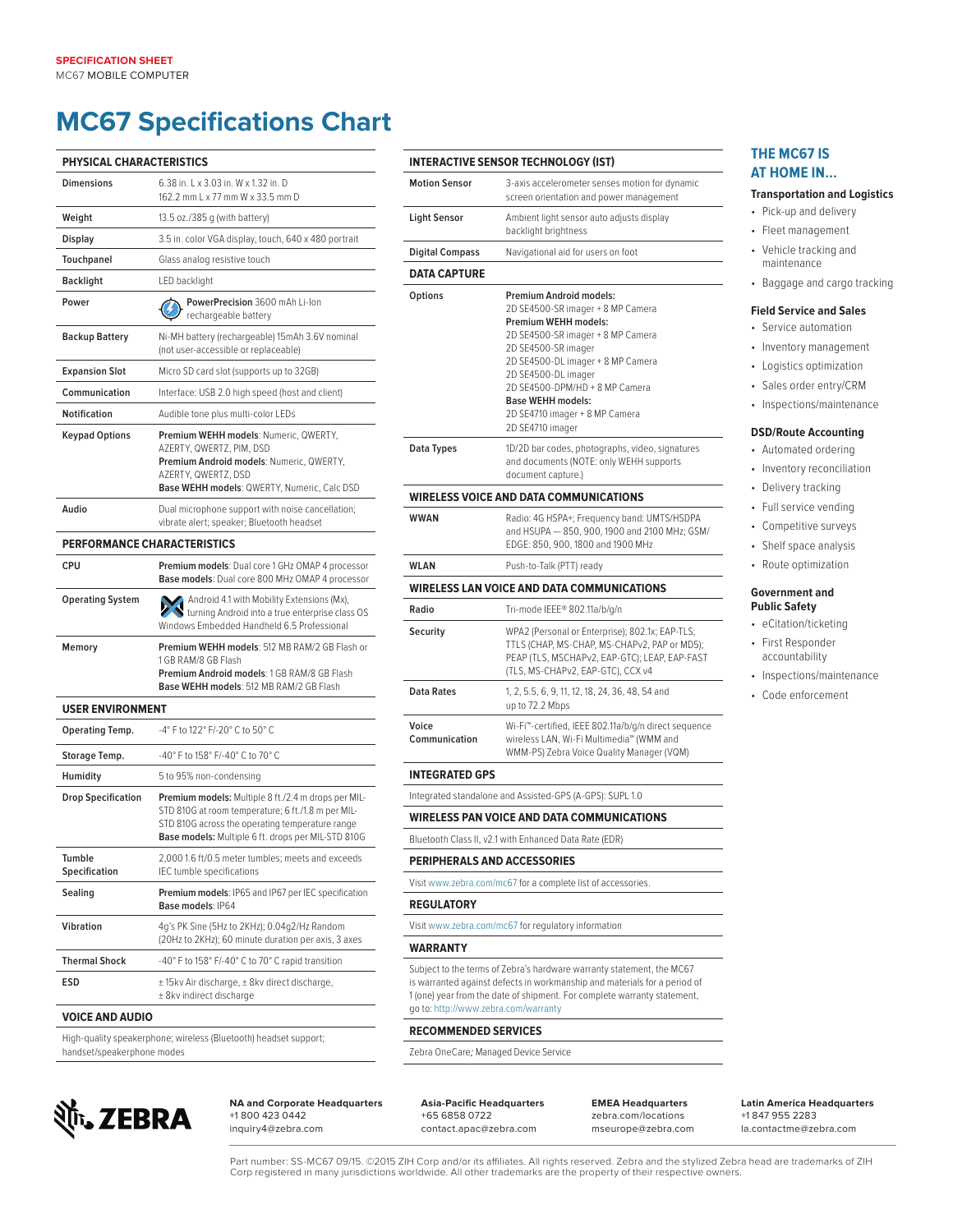# MC67 Specifications Chart

## PHYSICAL CHARACTERISTICS

| | |
|---|---|
| **Dimensions** | 6.38 in. L x 3.03 in. W x 1.32 in. D<br>162.2 mm L x 77 mm W x 33.5 mm D |
| **Weight** | 13.5 oz./385 g (with battery) |
| **Display** | 3.5 in. color VGA display, touch, 640 x 480 portrait |
| **Touchpanel** | Glass analog resistive touch |
| **Backlight** | LED backlight |
| **Power** | **PowerPrecision** 3600 mAh Li-Ion rechargeable battery |
| **Backup Battery** | Ni-MH battery (rechargeable) 15mAh 3.6V nominal (not user-accessible or replaceable) |
| **Expansion Slot** | Micro SD card slot (supports up to 32GB) |
| **Communication** | Interface: USB 2.0 high speed (host and client) |
| **Notification** | Audible tone plus multi-color LEDs |
| **Keypad Options** | **Premium WEHH models**: Numeric, QWERTY, AZERTY, QWERTZ, PIM, DSD<br>**Premium Android models**: Numeric, QWERTY, AZERTY, QWERTZ, DSD<br>**Base WEHH models**: QWERTY, Numeric, Calc DSD |
| **Audio** | Dual microphone support with noise cancellation; vibrate alert; speaker; Bluetooth headset |

## PERFORMANCE CHARACTERISTICS

| | |
|---|---|
| **CPU** | **Premium models**: Dual core 1 GHz OMAP 4 processor<br>**Base models**: Dual core 800 MHz OMAP 4 processor |
| **Operating System** | Android 4.1 with Mobility Extensions (Mx), turning Android into a true enterprise class OS<br>Windows Embedded Handheld 6.5 Professional |
| **Memory** | **Premium WEHH models**: 512 MB RAM/2 GB Flash or 1 GB RAM/8 GB Flash<br>**Premium Android models**: 1 GB RAM/8 GB Flash<br>**Base WEHH models**: 512 MB RAM/2 GB Flash |

## USER ENVIRONMENT

| | |
|---|---|
| **Operating Temp.** | -4° F to 122° F/-20° C to 50° C |
| **Storage Temp.** | -40° F to 158° F/-40° C to 70° C |
| **Humidity** | 5 to 95% non-condensing |
| **Drop Specification** | **Premium models:** Multiple 8 ft./2.4 m drops per MIL-STD 810G at room temperature; 6 ft./1.8 m per MIL-STD 810G across the operating temperature range<br>**Base models:** Multiple 6 ft. drops per MIL-STD 810G |
| **Tumble Specification** | 2,000 1.6 ft/0.5 meter tumbles; meets and exceeds IEC tumble specifications |
| **Sealing** | **Premium models**: IP65 and IP67 per IEC specification<br>**Base models**: IP64 |
| **Vibration** | 4g's PK Sine (5Hz to 2KHz); 0.04g2/Hz Random (20Hz to 2KHz); 60 minute duration per axis, 3 axes |
| **Thermal Shock** | -40° F to 158° F/-40° C to 70° C rapid transition |
| **ESD** | ± 15kv Air discharge, ± 8kv direct discharge, ± 8kv indirect discharge |

## VOICE AND AUDIO

High-quality speakerphone; wireless (Bluetooth) headset support; handset/speakerphone modes

## INTERACTIVE SENSOR TECHNOLOGY (IST)

| | |
|---|---|
| **Motion Sensor** | 3-axis accelerometer senses motion for dynamic screen orientation and power management |
| **Light Sensor** | Ambient light sensor auto adjusts display backlight brightness |
| **Digital Compass** | Navigational aid for users on foot |

## DATA CAPTURE

| | |
|---|---|
| **Options** | **Premium Android models:**<br>2D SE4500-SR imager + 8 MP Camera<br>**Premium WEHH models:**<br>2D SE4500-SR imager + 8 MP Camera<br>2D SE4500-SR imager<br>2D SE4500-DL imager + 8 MP Camera<br>2D SE4500-DL imager<br>2D SE4500-DPM/HD + 8 MP Camera<br>**Base WEHH models:**<br>2D SE4710 imager + 8 MP Camera<br>2D SE4710 imager |
| **Data Types** | 1D/2D bar codes, photographs, video, signatures and documents (NOTE: only WEHH supports document capture.) |

## WIRELESS VOICE AND DATA COMMUNICATIONS

| | |
|---|---|
| **WWAN** | Radio: 4G HSPA+; Frequency band: UMTS/HSDPA and HSUPA — 850, 900, 1900 and 2100 MHz; GSM/EDGE: 850, 900, 1800 and 1900 MHz |
| **WLAN** | Push-to-Talk (PTT) ready |

## WIRELESS LAN VOICE AND DATA COMMUNICATIONS

| | |
|---|---|
| **Radio** | Tri-mode IEEE® 802.11a/b/g/n |
| **Security** | WPA2 (Personal or Enterprise); 802.1x; EAP-TLS; TTLS (CHAP, MS-CHAP, MS-CHAPv2, PAP or MD5); PEAP (TLS, MSCHAPv2, EAP-GTC); LEAP, EAP-FAST (TLS, MS-CHAPv2, EAP-GTC), CCX v4 |
| **Data Rates** | 1, 2, 5.5, 6, 9, 11, 12, 18, 24, 36, 48, 54 and up to 72.2 Mbps |
| **Voice Communication** | Wi-Fi™-certified, IEEE 802.11a/b/g/n direct sequence wireless LAN, Wi-Fi Multimedia™ (WMM and WMM-PS) Zebra Voice Quality Manager (VQM) |

## INTEGRATED GPS

Integrated standalone and Assisted-GPS (A-GPS): SUPL 1.0

## WIRELESS PAN VOICE AND DATA COMMUNICATIONS

Bluetooth Class II, v2.1 with Enhanced Data Rate (EDR)

## PERIPHERALS AND ACCESSORIES

Visit www.zebra.com/mc67 for a complete list of accessories.

## REGULATORY

Visit www.zebra.com/mc67 for regulatory information

## WARRANTY

Subject to the terms of Zebra's hardware warranty statement, the MC67 is warranted against defects in workmanship and materials for a period of 1 (one) year from the date of shipment. For complete warranty statement, go to: http://www.zebra.com/warranty

## RECOMMENDED SERVICES

Zebra OneCare; Managed Device Service

## THE MC67 IS AT HOME IN...

### Transportation and Logistics

- Pick-up and delivery
- Fleet management
- Vehicle tracking and maintenance
- Baggage and cargo tracking

### Field Service and Sales

- Service automation
- Inventory management
- Logistics optimization
- Sales order entry/CRM
- Inspections/maintenance

### DSD/Route Accounting

- Automated ordering
- Inventory reconciliation
- Delivery tracking
- Full service vending
- Competitive surveys
- Shelf space analysis
- Route optimization

### Government and Public Safety

- eCitation/ticketing
- First Responder accountability
- Inspections/maintenance
- Code enforcement

---

**NA and Corporate Headquarters**
+1 800 423 0442
inquiry4@zebra.com

**Asia-Pacific Headquarters**
+65 6858 0722
contact.apac@zebra.com

**EMEA Headquarters**
zebra.com/locations
mseurope@zebra.com

**Latin America Headquarters**
+1 847 955 2283
la.contactme@zebra.com

Part number: SS-MC67 09/15. ©2015 ZIH Corp and/or its affiliates. All rights reserved. Zebra and the stylized Zebra head are trademarks of ZIH Corp registered in many jurisdictions worldwide. All other trademarks are the property of their respective owners.